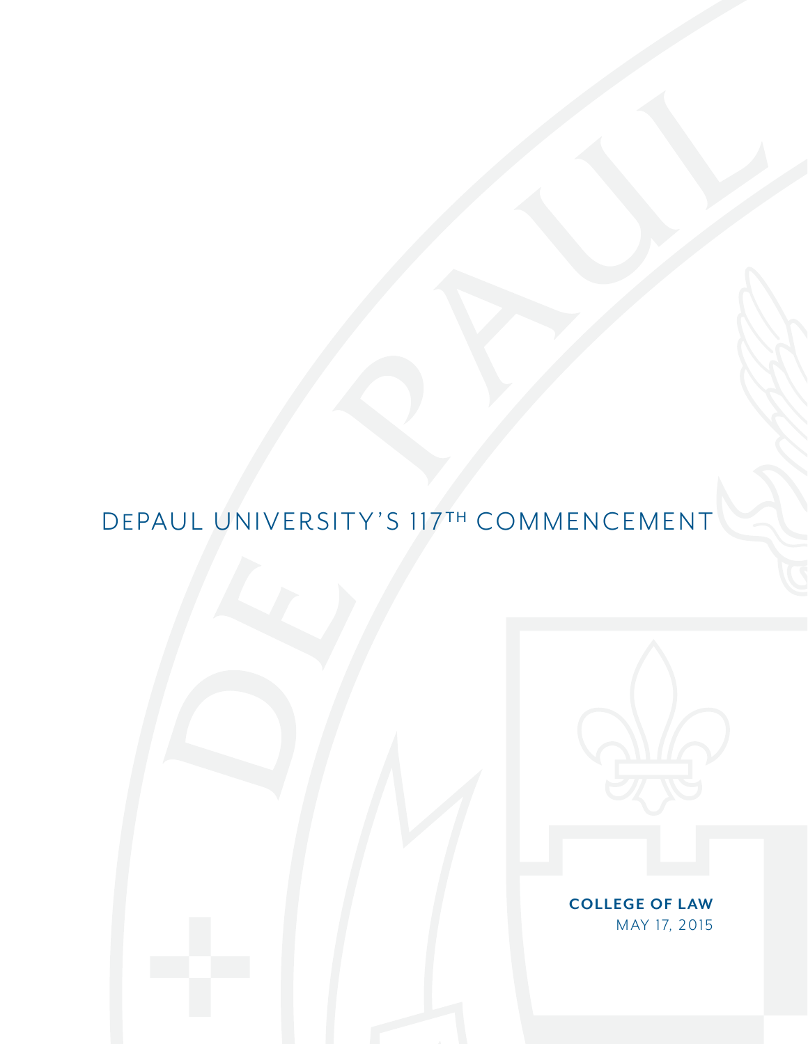# DePaul University's 117th Commencement

**COLLEGE OF LAW**

MAY 17, 2015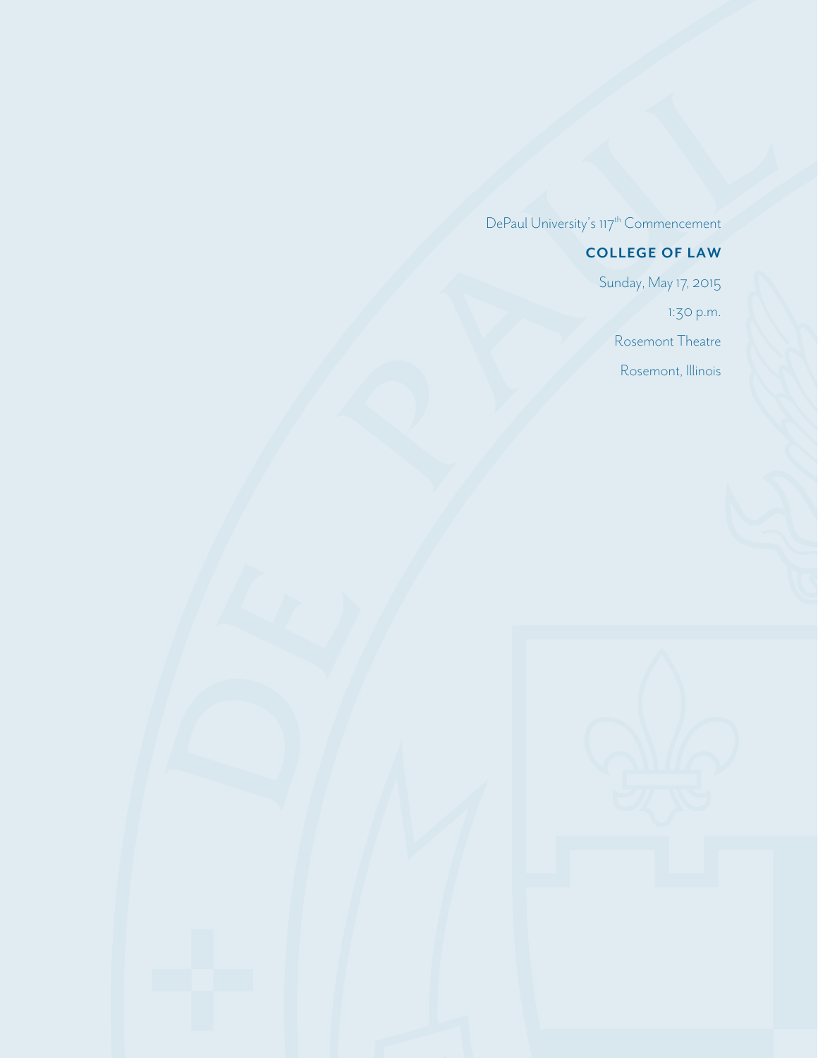DePaul University's 117th Commencement

## COLLEGE OF LAW

Sunday, May 17, 2015

1:30 p.m.

Rosemont Theatre

Rosemont, Illinois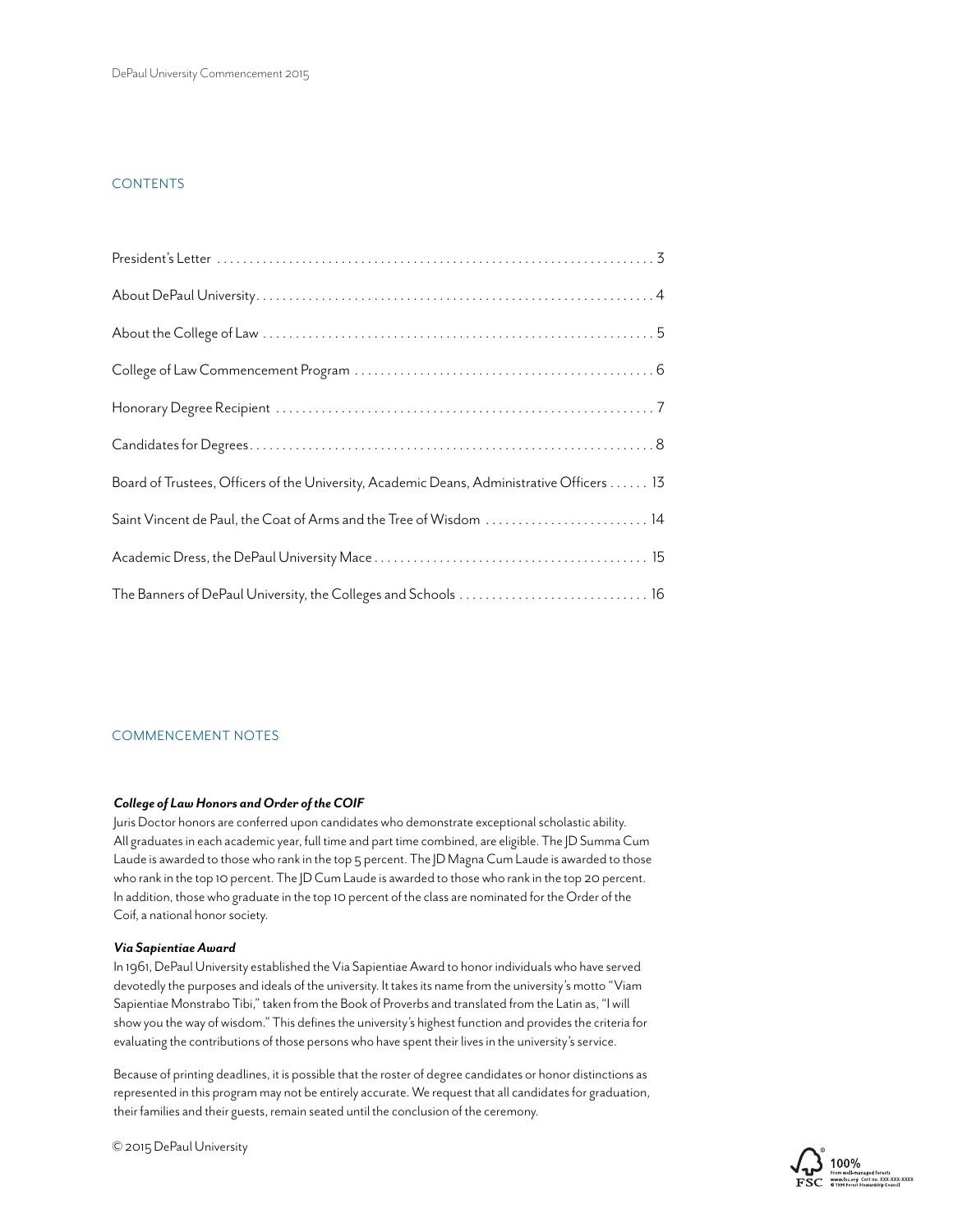## CONTENTS

| | |
|---|---|
| President's Letter | 3 |
| About DePaul University | 4 |
| About the College of Law | 5 |
| College of Law Commencement Program | 6 |
| Honorary Degree Recipient | 7 |
| Candidates for Degrees | 8 |
| Board of Trustees, Officers of the University, Academic Deans, Administrative Officers | 13 |
| Saint Vincent de Paul, the Coat of Arms and the Tree of Wisdom | 14 |
| Academic Dress, the DePaul University Mace | 15 |
| The Banners of DePaul University, the Colleges and Schools | 16 |

## COMMENCEMENT NOTES

***College of Law Honors and Order of the COIF***

Juris Doctor honors are conferred upon candidates who demonstrate exceptional scholastic ability. All graduates in each academic year, full time and part time combined, are eligible. The JD Summa Cum Laude is awarded to those who rank in the top 5 percent. The JD Magna Cum Laude is awarded to those who rank in the top 10 percent. The JD Cum Laude is awarded to those who rank in the top 20 percent. In addition, those who graduate in the top 10 percent of the class are nominated for the Order of the Coif, a national honor society.

***Via Sapientiae Award***

In 1961, DePaul University established the Via Sapientiae Award to honor individuals who have served devotedly the purposes and ideals of the university. It takes its name from the university's motto "Viam Sapientiae Monstrabo Tibi," taken from the Book of Proverbs and translated from the Latin as, "I will show you the way of wisdom." This defines the university's highest function and provides the criteria for evaluating the contributions of those persons who have spent their lives in the university's service.

Because of printing deadlines, it is possible that the roster of degree candidates or honor distinctions as represented in this program may not be entirely accurate. We request that all candidates for graduation, their families and their guests, remain seated until the conclusion of the ceremony.

© 2015 DePaul University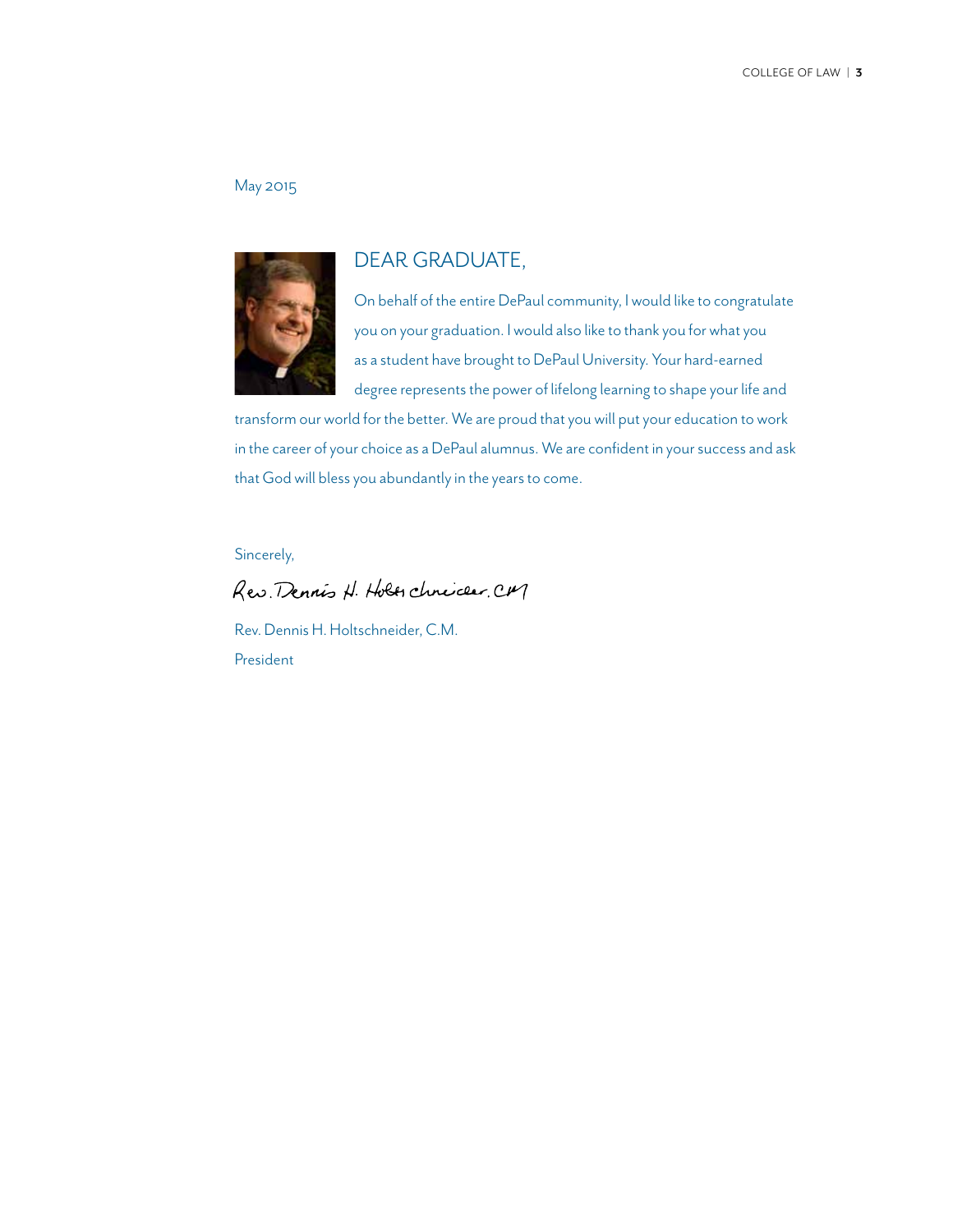May 2015

## DEAR GRADUATE,

On behalf of the entire DePaul community, I would like to congratulate you on your graduation. I would also like to thank you for what you as a student have brought to DePaul University. Your hard-earned degree represents the power of lifelong learning to shape your life and transform our world for the better. We are proud that you will put your education to work in the career of your choice as a DePaul alumnus. We are confident in your success and ask that God will bless you abundantly in the years to come.

Sincerely,

Rev. Dennis H. Holtschneider, C.M.

Rev. Dennis H. Holtschneider, C.M.
President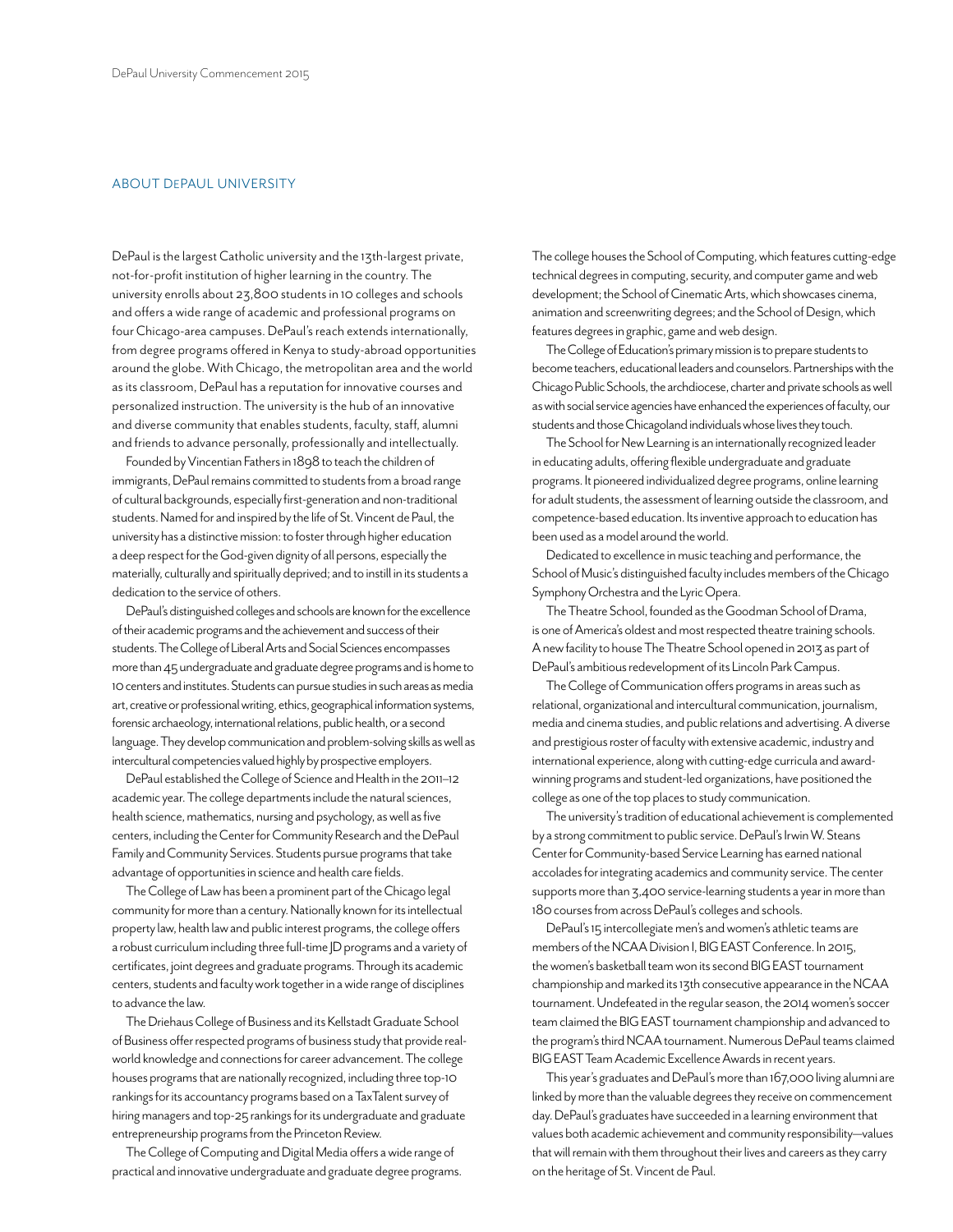## ABOUT DEPAUL UNIVERSITY

DePaul is the largest Catholic university and the 13th-largest private, not-for-profit institution of higher learning in the country. The university enrolls about 23,800 students in 10 colleges and schools and offers a wide range of academic and professional programs on four Chicago-area campuses. DePaul's reach extends internationally, from degree programs offered in Kenya to study-abroad opportunities around the globe. With Chicago, the metropolitan area and the world as its classroom, DePaul has a reputation for innovative courses and personalized instruction. The university is the hub of an innovative and diverse community that enables students, faculty, staff, alumni and friends to advance personally, professionally and intellectually.

Founded by Vincentian Fathers in 1898 to teach the children of immigrants, DePaul remains committed to students from a broad range of cultural backgrounds, especially first-generation and non-traditional students. Named for and inspired by the life of St. Vincent de Paul, the university has a distinctive mission: to foster through higher education a deep respect for the God-given dignity of all persons, especially the materially, culturally and spiritually deprived; and to instill in its students a dedication to the service of others.

DePaul's distinguished colleges and schools are known for the excellence of their academic programs and the achievement and success of their students. The College of Liberal Arts and Social Sciences encompasses more than 45 undergraduate and graduate degree programs and is home to 10 centers and institutes. Students can pursue studies in such areas as media art, creative or professional writing, ethics, geographical information systems, forensic archaeology, international relations, public health, or a second language. They develop communication and problem-solving skills as well as intercultural competencies valued highly by prospective employers.

DePaul established the College of Science and Health in the 2011–12 academic year. The college departments include the natural sciences, health science, mathematics, nursing and psychology, as well as five centers, including the Center for Community Research and the DePaul Family and Community Services. Students pursue programs that take advantage of opportunities in science and health care fields.

The College of Law has been a prominent part of the Chicago legal community for more than a century. Nationally known for its intellectual property law, health law and public interest programs, the college offers a robust curriculum including three full-time JD programs and a variety of certificates, joint degrees and graduate programs. Through its academic centers, students and faculty work together in a wide range of disciplines to advance the law.

The Driehaus College of Business and its Kellstadt Graduate School of Business offer respected programs of business study that provide real-world knowledge and connections for career advancement. The college houses programs that are nationally recognized, including three top-10 rankings for its accountancy programs based on a TaxTalent survey of hiring managers and top-25 rankings for its undergraduate and graduate entrepreneurship programs from the Princeton Review.

The College of Computing and Digital Media offers a wide range of practical and innovative undergraduate and graduate degree programs. The college houses the School of Computing, which features cutting-edge technical degrees in computing, security, and computer game and web development; the School of Cinematic Arts, which showcases cinema, animation and screenwriting degrees; and the School of Design, which features degrees in graphic, game and web design.

The College of Education's primary mission is to prepare students to become teachers, educational leaders and counselors. Partnerships with the Chicago Public Schools, the archdiocese, charter and private schools as well as with social service agencies have enhanced the experiences of faculty, our students and those Chicagoland individuals whose lives they touch.

The School for New Learning is an internationally recognized leader in educating adults, offering flexible undergraduate and graduate programs. It pioneered individualized degree programs, online learning for adult students, the assessment of learning outside the classroom, and competence-based education. Its inventive approach to education has been used as a model around the world.

Dedicated to excellence in music teaching and performance, the School of Music's distinguished faculty includes members of the Chicago Symphony Orchestra and the Lyric Opera.

The Theatre School, founded as the Goodman School of Drama, is one of America's oldest and most respected theatre training schools. A new facility to house The Theatre School opened in 2013 as part of DePaul's ambitious redevelopment of its Lincoln Park Campus.

The College of Communication offers programs in areas such as relational, organizational and intercultural communication, journalism, media and cinema studies, and public relations and advertising. A diverse and prestigious roster of faculty with extensive academic, industry and international experience, along with cutting-edge curricula and award-winning programs and student-led organizations, have positioned the college as one of the top places to study communication.

The university's tradition of educational achievement is complemented by a strong commitment to public service. DePaul's Irwin W. Steans Center for Community-based Service Learning has earned national accolades for integrating academics and community service. The center supports more than 3,400 service-learning students a year in more than 180 courses from across DePaul's colleges and schools.

DePaul's 15 intercollegiate men's and women's athletic teams are members of the NCAA Division I, BIG EAST Conference. In 2015, the women's basketball team won its second BIG EAST tournament championship and marked its 13th consecutive appearance in the NCAA tournament. Undefeated in the regular season, the 2014 women's soccer team claimed the BIG EAST tournament championship and advanced to the program's third NCAA tournament. Numerous DePaul teams claimed BIG EAST Team Academic Excellence Awards in recent years.

This year's graduates and DePaul's more than 167,000 living alumni are linked by more than the valuable degrees they receive on commencement day. DePaul's graduates have succeeded in a learning environment that values both academic achievement and community responsibility—values that will remain with them throughout their lives and careers as they carry on the heritage of St. Vincent de Paul.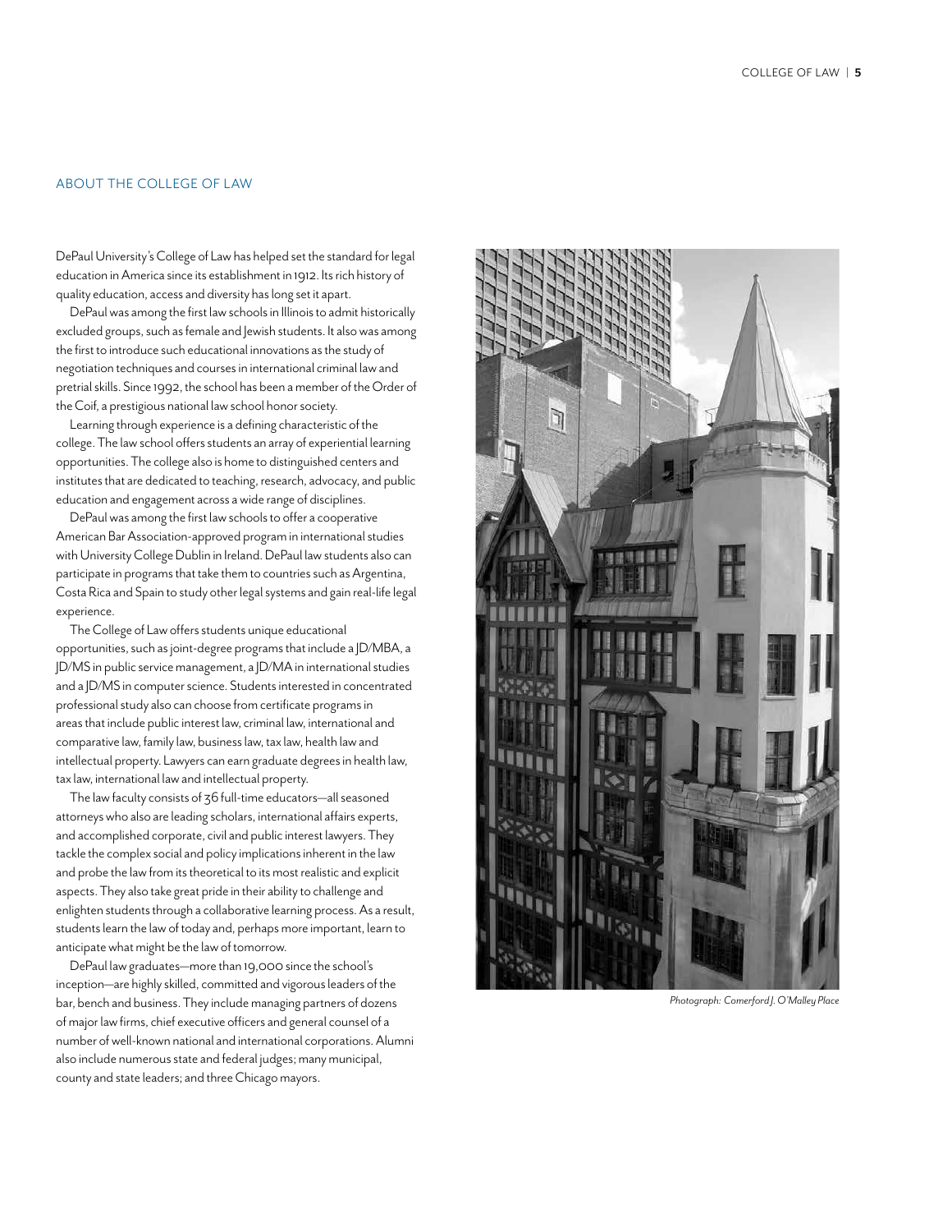## ABOUT THE COLLEGE OF LAW

DePaul University's College of Law has helped set the standard for legal education in America since its establishment in 1912. Its rich history of quality education, access and diversity has long set it apart.

DePaul was among the first law schools in Illinois to admit historically excluded groups, such as female and Jewish students. It also was among the first to introduce such educational innovations as the study of negotiation techniques and courses in international criminal law and pretrial skills. Since 1992, the school has been a member of the Order of the Coif, a prestigious national law school honor society.

Learning through experience is a defining characteristic of the college. The law school offers students an array of experiential learning opportunities. The college also is home to distinguished centers and institutes that are dedicated to teaching, research, advocacy, and public education and engagement across a wide range of disciplines.

DePaul was among the first law schools to offer a cooperative American Bar Association-approved program in international studies with University College Dublin in Ireland. DePaul law students also can participate in programs that take them to countries such as Argentina, Costa Rica and Spain to study other legal systems and gain real-life legal experience.

The College of Law offers students unique educational opportunities, such as joint-degree programs that include a JD/MBA, a JD/MS in public service management, a JD/MA in international studies and a JD/MS in computer science. Students interested in concentrated professional study also can choose from certificate programs in areas that include public interest law, criminal law, international and comparative law, family law, business law, tax law, health law and intellectual property. Lawyers can earn graduate degrees in health law, tax law, international law and intellectual property.

The law faculty consists of 36 full-time educators—all seasoned attorneys who also are leading scholars, international affairs experts, and accomplished corporate, civil and public interest lawyers. They tackle the complex social and policy implications inherent in the law and probe the law from its theoretical to its most realistic and explicit aspects. They also take great pride in their ability to challenge and enlighten students through a collaborative learning process. As a result, students learn the law of today and, perhaps more important, learn to anticipate what might be the law of tomorrow.

DePaul law graduates—more than 19,000 since the school's inception—are highly skilled, committed and vigorous leaders of the bar, bench and business. They include managing partners of dozens of major law firms, chief executive officers and general counsel of a number of well-known national and international corporations. Alumni also include numerous state and federal judges; many municipal, county and state leaders; and three Chicago mayors.

*Photograph: Comerford J. O'Malley Place*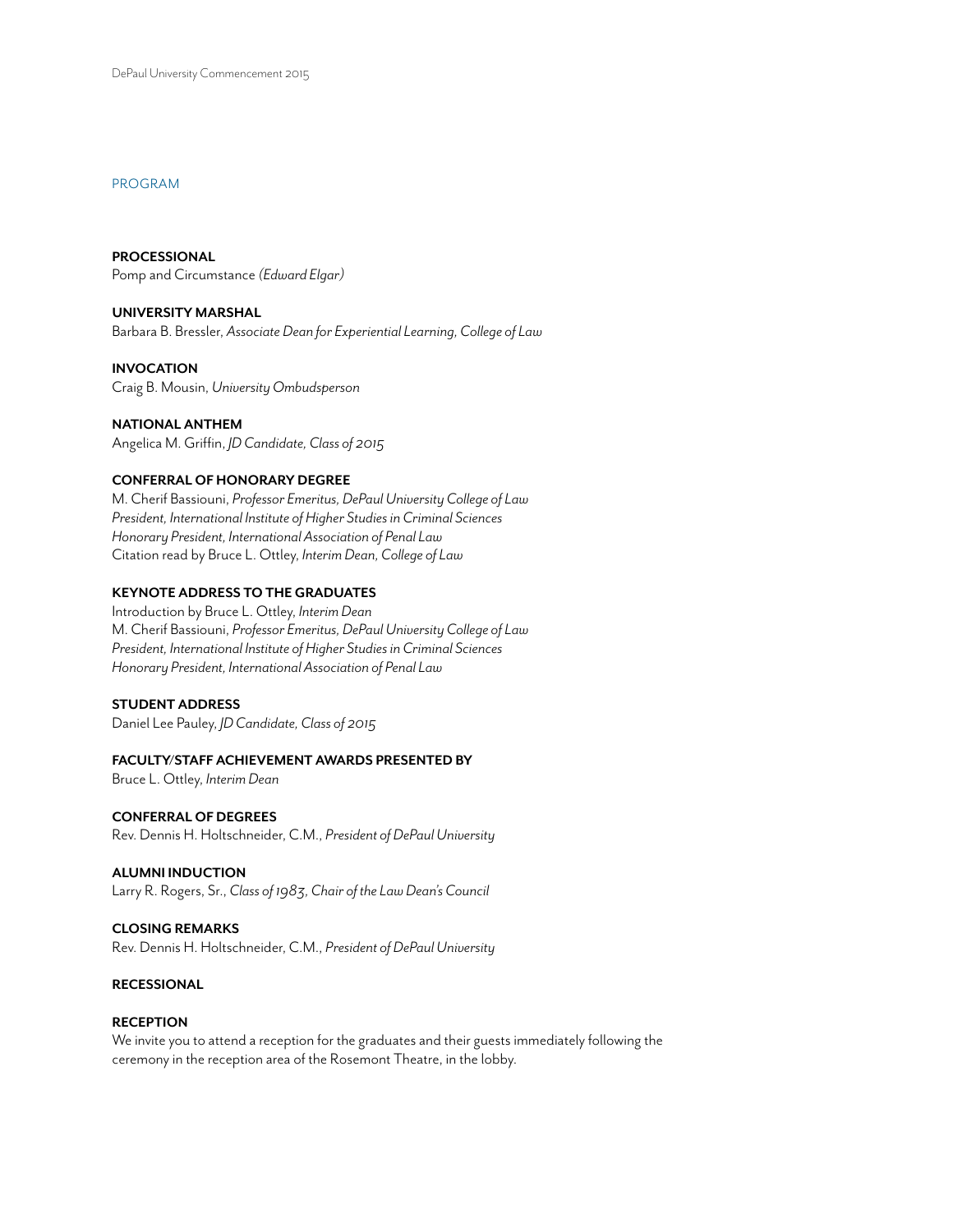# PROGRAM

**PROCESSIONAL**
Pomp and Circumstance *(Edward Elgar)*

**UNIVERSITY MARSHAL**
Barbara B. Bressler, *Associate Dean for Experiential Learning, College of Law*

**INVOCATION**
Craig B. Mousin, *University Ombudsperson*

**NATIONAL ANTHEM**
Angelica M. Griffin, *JD Candidate, Class of 2015*

**CONFERRAL OF HONORARY DEGREE**
M. Cherif Bassiouni, *Professor Emeritus, DePaul University College of Law*
*President, International Institute of Higher Studies in Criminal Sciences*
*Honorary President, International Association of Penal Law*
Citation read by Bruce L. Ottley, *Interim Dean, College of Law*

**KEYNOTE ADDRESS TO THE GRADUATES**
Introduction by Bruce L. Ottley, *Interim Dean*
M. Cherif Bassiouni, *Professor Emeritus, DePaul University College of Law*
*President, International Institute of Higher Studies in Criminal Sciences*
*Honorary President, International Association of Penal Law*

**STUDENT ADDRESS**
Daniel Lee Pauley, *JD Candidate, Class of 2015*

**FACULTY/STAFF ACHIEVEMENT AWARDS PRESENTED BY**
Bruce L. Ottley, *Interim Dean*

**CONFERRAL OF DEGREES**
Rev. Dennis H. Holtschneider, C.M., *President of DePaul University*

**ALUMNI INDUCTION**
Larry R. Rogers, Sr., *Class of 1983, Chair of the Law Dean's Council*

**CLOSING REMARKS**
Rev. Dennis H. Holtschneider, C.M., *President of DePaul University*

**RECESSIONAL**

**RECEPTION**
We invite you to attend a reception for the graduates and their guests immediately following the ceremony in the reception area of the Rosemont Theatre, in the lobby.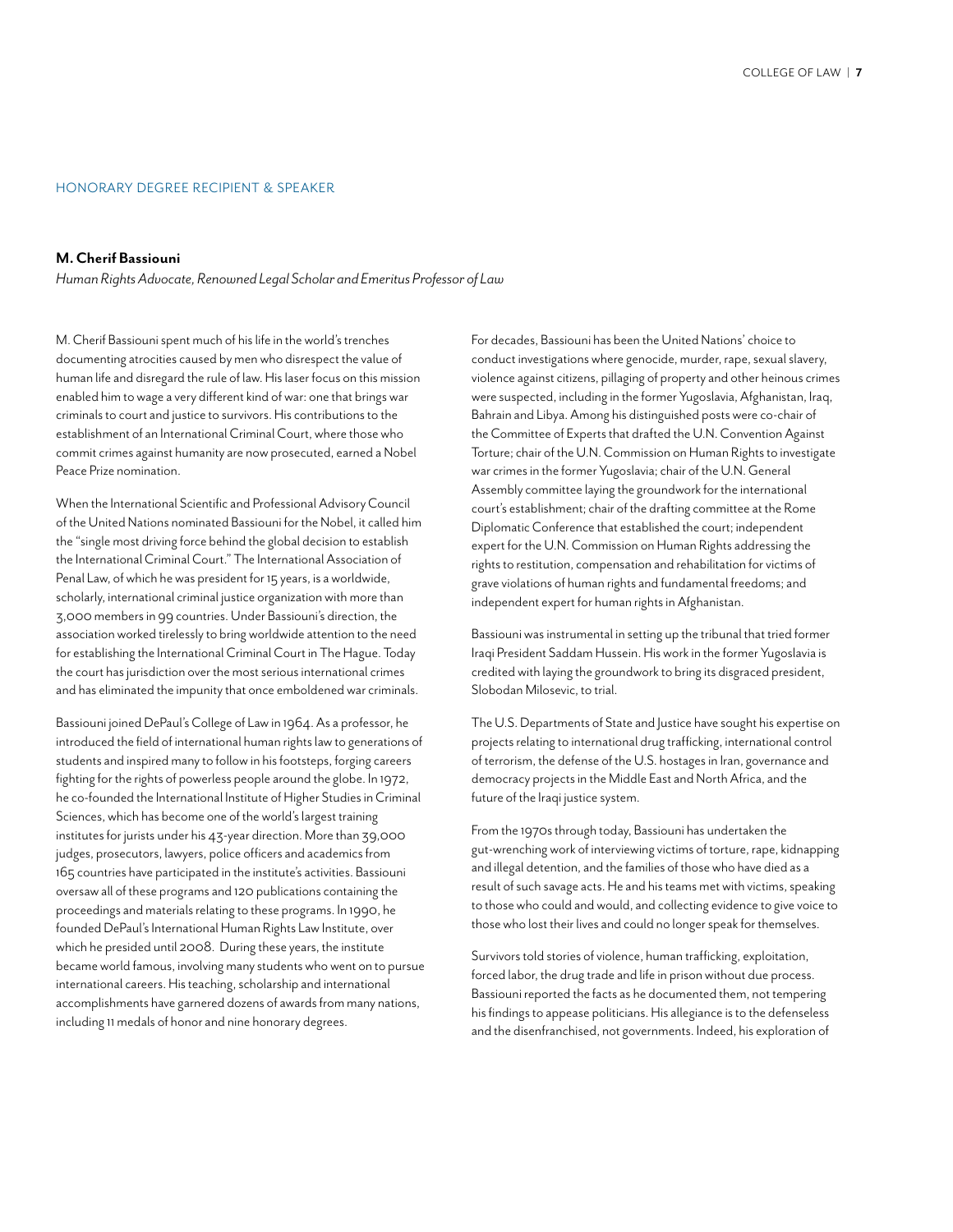HONORARY DEGREE RECIPIENT & SPEAKER

## M. Cherif Bassiouni

*Human Rights Advocate, Renowned Legal Scholar and Emeritus Professor of Law*

M. Cherif Bassiouni spent much of his life in the world's trenches documenting atrocities caused by men who disrespect the value of human life and disregard the rule of law. His laser focus on this mission enabled him to wage a very different kind of war: one that brings war criminals to court and justice to survivors. His contributions to the establishment of an International Criminal Court, where those who commit crimes against humanity are now prosecuted, earned a Nobel Peace Prize nomination.

When the International Scientific and Professional Advisory Council of the United Nations nominated Bassiouni for the Nobel, it called him the "single most driving force behind the global decision to establish the International Criminal Court." The International Association of Penal Law, of which he was president for 15 years, is a worldwide, scholarly, international criminal justice organization with more than 3,000 members in 99 countries. Under Bassiouni's direction, the association worked tirelessly to bring worldwide attention to the need for establishing the International Criminal Court in The Hague. Today the court has jurisdiction over the most serious international crimes and has eliminated the impunity that once emboldened war criminals.

Bassiouni joined DePaul's College of Law in 1964. As a professor, he introduced the field of international human rights law to generations of students and inspired many to follow in his footsteps, forging careers fighting for the rights of powerless people around the globe. In 1972, he co-founded the International Institute of Higher Studies in Criminal Sciences, which has become one of the world's largest training institutes for jurists under his 43-year direction. More than 39,000 judges, prosecutors, lawyers, police officers and academics from 165 countries have participated in the institute's activities. Bassiouni oversaw all of these programs and 120 publications containing the proceedings and materials relating to these programs. In 1990, he founded DePaul's International Human Rights Law Institute, over which he presided until 2008. During these years, the institute became world famous, involving many students who went on to pursue international careers. His teaching, scholarship and international accomplishments have garnered dozens of awards from many nations, including 11 medals of honor and nine honorary degrees.

For decades, Bassiouni has been the United Nations' choice to conduct investigations where genocide, murder, rape, sexual slavery, violence against citizens, pillaging of property and other heinous crimes were suspected, including in the former Yugoslavia, Afghanistan, Iraq, Bahrain and Libya. Among his distinguished posts were co-chair of the Committee of Experts that drafted the U.N. Convention Against Torture; chair of the U.N. Commission on Human Rights to investigate war crimes in the former Yugoslavia; chair of the U.N. General Assembly committee laying the groundwork for the international court's establishment; chair of the drafting committee at the Rome Diplomatic Conference that established the court; independent expert for the U.N. Commission on Human Rights addressing the rights to restitution, compensation and rehabilitation for victims of grave violations of human rights and fundamental freedoms; and independent expert for human rights in Afghanistan.

Bassiouni was instrumental in setting up the tribunal that tried former Iraqi President Saddam Hussein. His work in the former Yugoslavia is credited with laying the groundwork to bring its disgraced president, Slobodan Milosevic, to trial.

The U.S. Departments of State and Justice have sought his expertise on projects relating to international drug trafficking, international control of terrorism, the defense of the U.S. hostages in Iran, governance and democracy projects in the Middle East and North Africa, and the future of the Iraqi justice system.

From the 1970s through today, Bassiouni has undertaken the gut-wrenching work of interviewing victims of torture, rape, kidnapping and illegal detention, and the families of those who have died as a result of such savage acts. He and his teams met with victims, speaking to those who could and would, and collecting evidence to give voice to those who lost their lives and could no longer speak for themselves.

Survivors told stories of violence, human trafficking, exploitation, forced labor, the drug trade and life in prison without due process. Bassiouni reported the facts as he documented them, not tempering his findings to appease politicians. His allegiance is to the defenseless and the disenfranchised, not governments. Indeed, his exploration of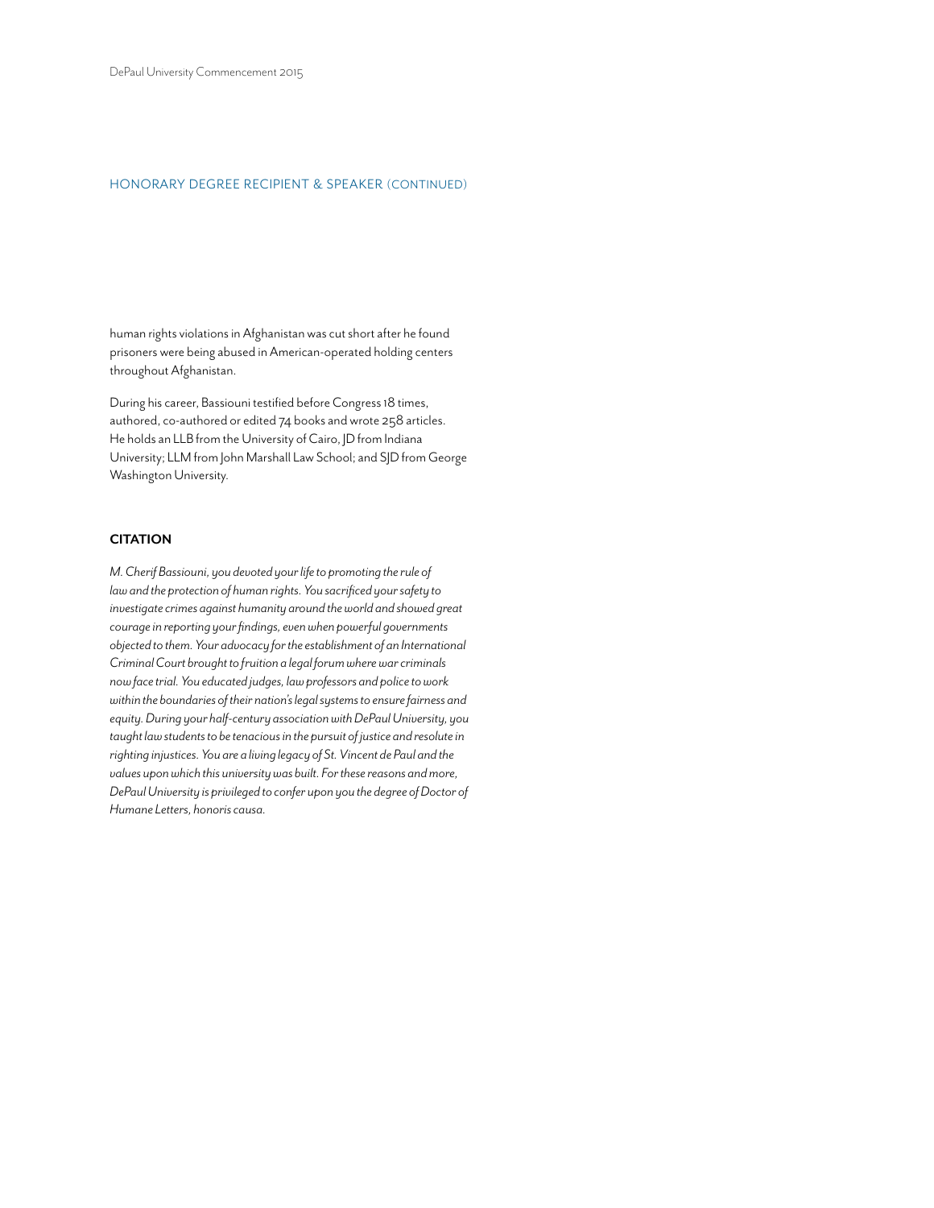## HONORARY DEGREE RECIPIENT & SPEAKER (CONTINUED)

human rights violations in Afghanistan was cut short after he found prisoners were being abused in American-operated holding centers throughout Afghanistan.

During his career, Bassiouni testified before Congress 18 times, authored, co-authored or edited 74 books and wrote 258 articles. He holds an LLB from the University of Cairo, JD from Indiana University; LLM from John Marshall Law School; and SJD from George Washington University.

### CITATION

*M. Cherif Bassiouni, you devoted your life to promoting the rule of law and the protection of human rights. You sacrificed your safety to investigate crimes against humanity around the world and showed great courage in reporting your findings, even when powerful governments objected to them. Your advocacy for the establishment of an International Criminal Court brought to fruition a legal forum where war criminals now face trial. You educated judges, law professors and police to work within the boundaries of their nation's legal systems to ensure fairness and equity. During your half-century association with DePaul University, you taught law students to be tenacious in the pursuit of justice and resolute in righting injustices. You are a living legacy of St. Vincent de Paul and the values upon which this university was built. For these reasons and more, DePaul University is privileged to confer upon you the degree of Doctor of Humane Letters, honoris causa.*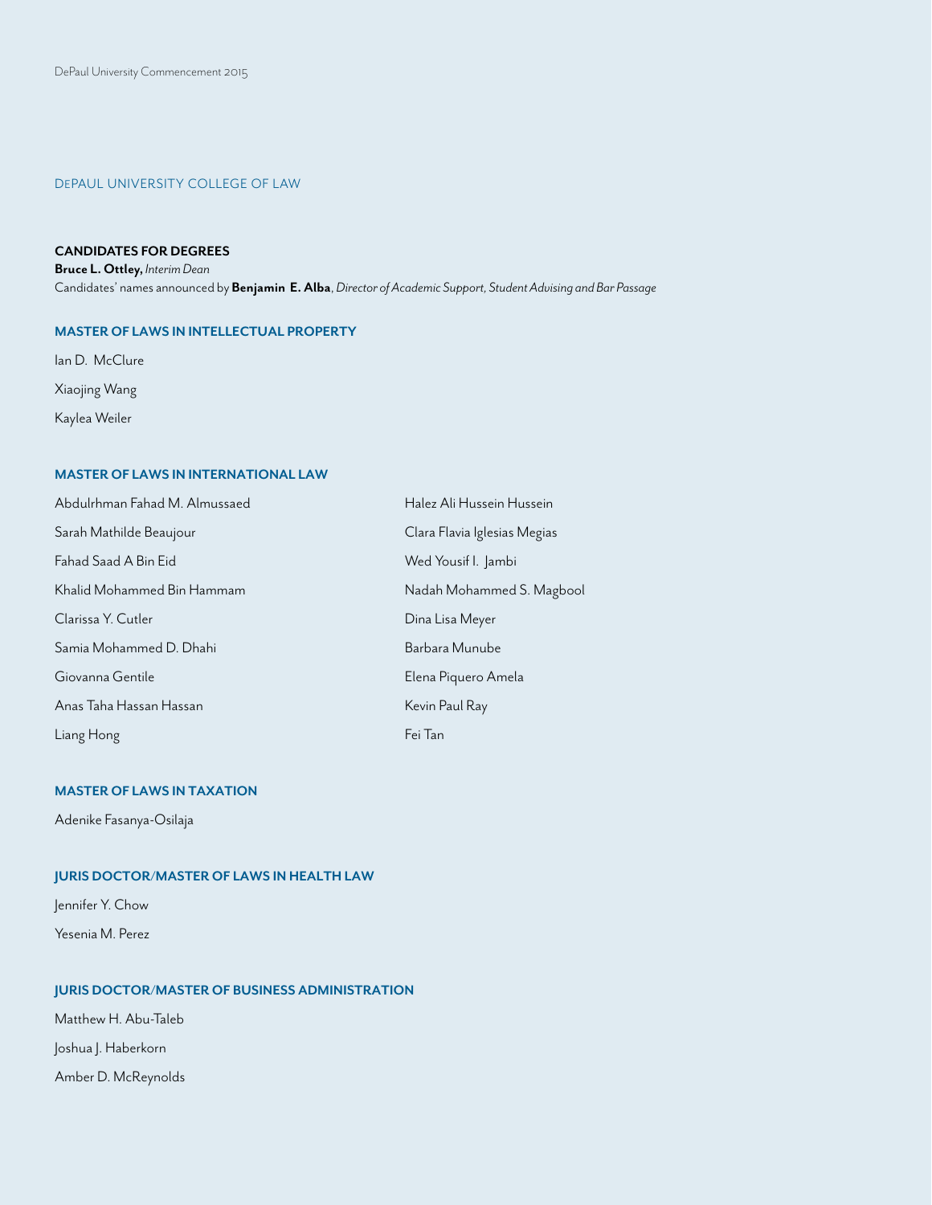## DEPAUL UNIVERSITY COLLEGE OF LAW

### CANDIDATES FOR DEGREES

**Bruce L. Ottley,** *Interim Dean*

Candidates' names announced by **Benjamin E. Alba**, *Director of Academic Support, Student Advising and Bar Passage*

### MASTER OF LAWS IN INTELLECTUAL PROPERTY

Ian D. McClure

Xiaojing Wang

Kaylea Weiler

### MASTER OF LAWS IN INTERNATIONAL LAW

Abdulrhman Fahad M. Almussaed

Sarah Mathilde Beaujour

Fahad Saad A Bin Eid

Khalid Mohammed Bin Hammam

Clarissa Y. Cutler

Samia Mohammed D. Dhahi

Giovanna Gentile

Anas Taha Hassan Hassan

Liang Hong

Halez Ali Hussein Hussein

Clara Flavia Iglesias Megias

Wed Yousif I. Jambi

Nadah Mohammed S. Magbool

Dina Lisa Meyer

Barbara Munube

Elena Piquero Amela

Kevin Paul Ray

Fei Tan

### MASTER OF LAWS IN TAXATION

Adenike Fasanya-Osilaja

### JURIS DOCTOR/MASTER OF LAWS IN HEALTH LAW

Jennifer Y. Chow

Yesenia M. Perez

### JURIS DOCTOR/MASTER OF BUSINESS ADMINISTRATION

Matthew H. Abu-Taleb

Joshua J. Haberkorn

Amber D. McReynolds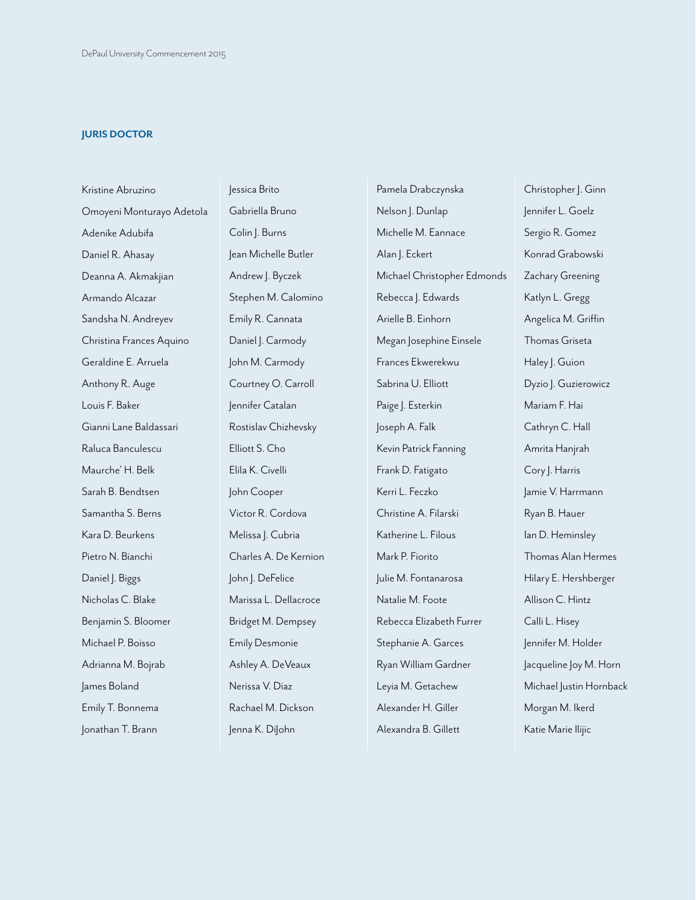## JURIS DOCTOR

Kristine Abruzino
Omoyeni Monturayo Adetola
Adenike Adubifa
Daniel R. Ahasay
Deanna A. Akmakjian
Armando Alcazar
Sandsha N. Andreyev
Christina Frances Aquino
Geraldine E. Arruela
Anthony R. Auge
Louis F. Baker
Gianni Lane Baldassari
Raluca Banculescu
Maurche' H. Belk
Sarah B. Bendtsen
Samantha S. Berns
Kara D. Beurkens
Pietro N. Bianchi
Daniel J. Biggs
Nicholas C. Blake
Benjamin S. Bloomer
Michael P. Boisso
Adrianna M. Bojrab
James Boland
Emily T. Bonnema
Jonathan T. Brann
Jessica Brito
Gabriella Bruno
Colin J. Burns
Jean Michelle Butler
Andrew J. Byczek
Stephen M. Calomino
Emily R. Cannata
Daniel J. Carmody
John M. Carmody
Courtney O. Carroll
Jennifer Catalan
Rostislav Chizhevsky
Elliott S. Cho
Elila K. Civelli
John Cooper
Victor R. Cordova
Melissa J. Cubria
Charles A. De Kernion
John J. DeFelice
Marissa L. Dellacroce
Bridget M. Dempsey
Emily Desmonie
Ashley A. DeVeaux
Nerissa V. Diaz
Rachael M. Dickson
Jenna K. DiJohn
Pamela Drabczynska
Nelson J. Dunlap
Michelle M. Eannace
Alan J. Eckert
Michael Christopher Edmonds
Rebecca J. Edwards
Arielle B. Einhorn
Megan Josephine Einsele
Frances Ekwerekwu
Sabrina U. Elliott
Paige J. Esterkin
Joseph A. Falk
Kevin Patrick Fanning
Frank D. Fatigato
Kerri L. Feczko
Christine A. Filarski
Katherine L. Filous
Mark P. Fiorito
Julie M. Fontanarosa
Natalie M. Foote
Rebecca Elizabeth Furrer
Stephanie A. Garces
Ryan William Gardner
Leyia M. Getachew
Alexander H. Giller
Alexandra B. Gillett
Christopher J. Ginn
Jennifer L. Goelz
Sergio R. Gomez
Konrad Grabowski
Zachary Greening
Katlyn L. Gregg
Angelica M. Griffin
Thomas Griseta
Haley J. Guion
Dyzio J. Guzierowicz
Mariam F. Hai
Cathryn C. Hall
Amrita Hanjrah
Cory J. Harris
Jamie V. Harrmann
Ryan B. Hauer
Ian D. Heminsley
Thomas Alan Hermes
Hilary E. Hershberger
Allison C. Hintz
Calli L. Hisey
Jennifer M. Holder
Jacqueline Joy M. Horn
Michael Justin Hornback
Morgan M. Ikerd
Katie Marie Ilijic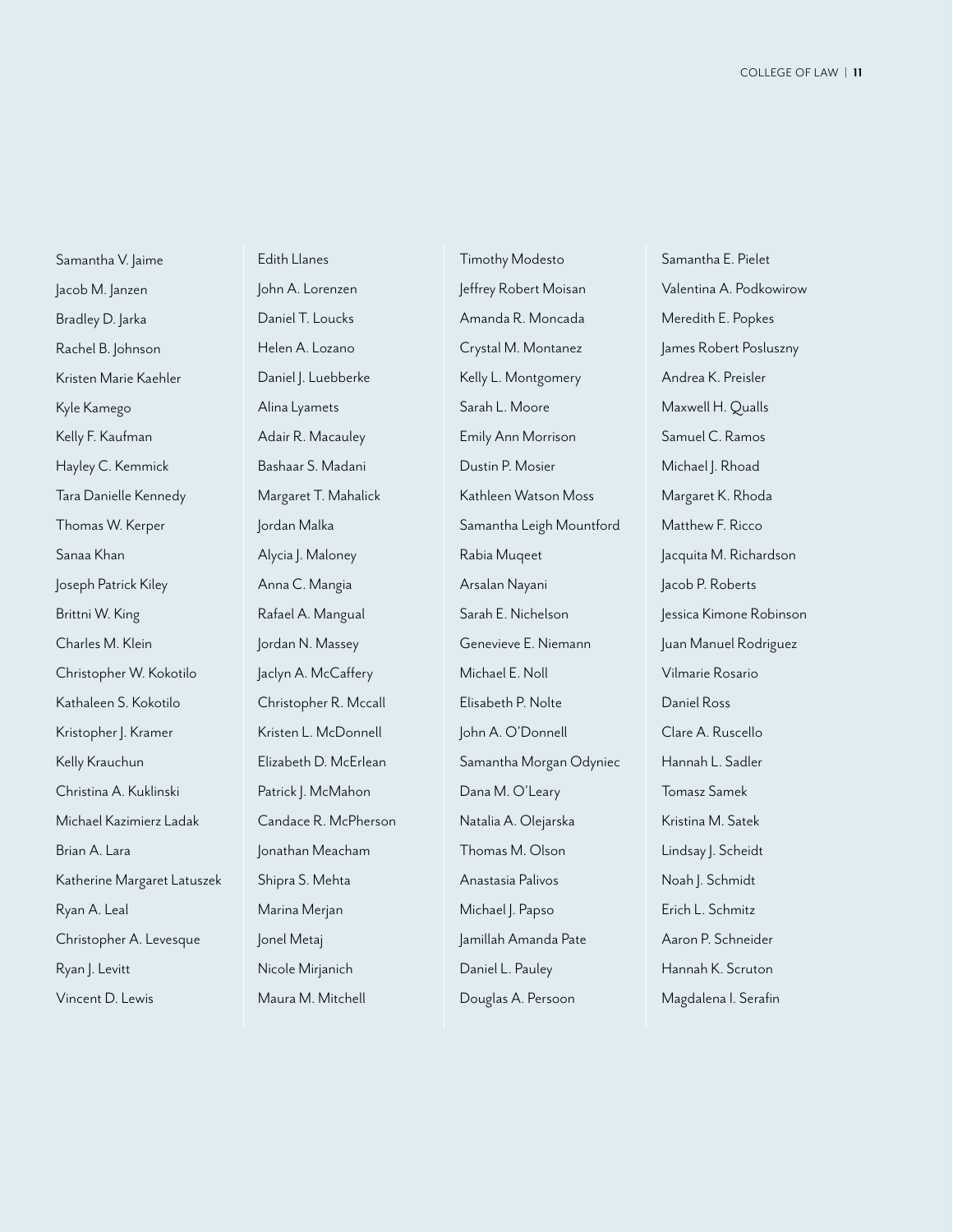Samantha V. Jaime
Jacob M. Janzen
Bradley D. Jarka
Rachel B. Johnson
Kristen Marie Kaehler
Kyle Kamego
Kelly F. Kaufman
Hayley C. Kemmick
Tara Danielle Kennedy
Thomas W. Kerper
Sanaa Khan
Joseph Patrick Kiley
Brittni W. King
Charles M. Klein
Christopher W. Kokotilo
Kathaleen S. Kokotilo
Kristopher J. Kramer
Kelly Krauchun
Christina A. Kuklinski
Michael Kazimierz Ladak
Brian A. Lara
Katherine Margaret Latuszek
Ryan A. Leal
Christopher A. Levesque
Ryan J. Levitt
Vincent D. Lewis

Edith Llanes
John A. Lorenzen
Daniel T. Loucks
Helen A. Lozano
Daniel J. Luebberke
Alina Lyamets
Adair R. Macauley
Bashaar S. Madani
Margaret T. Mahalick
Jordan Malka
Alycia J. Maloney
Anna C. Mangia
Rafael A. Mangual
Jordan N. Massey
Jaclyn A. McCaffery
Christopher R. Mccall
Kristen L. McDonnell
Elizabeth D. McErlean
Patrick J. McMahon
Candace R. McPherson
Jonathan Meacham
Shipra S. Mehta
Marina Merjan
Jonel Metaj
Nicole Mirjanich
Maura M. Mitchell

Timothy Modesto
Jeffrey Robert Moisan
Amanda R. Moncada
Crystal M. Montanez
Kelly L. Montgomery
Sarah L. Moore
Emily Ann Morrison
Dustin P. Mosier
Kathleen Watson Moss
Samantha Leigh Mountford
Rabia Muqeet
Arsalan Nayani
Sarah E. Nichelson
Genevieve E. Niemann
Michael E. Noll
Elisabeth P. Nolte
John A. O'Donnell
Samantha Morgan Odyniec
Dana M. O'Leary
Natalia A. Olejarska
Thomas M. Olson
Anastasia Palivos
Michael J. Papso
Jamillah Amanda Pate
Daniel L. Pauley
Douglas A. Persoon

Samantha E. Pielet
Valentina A. Podkowirow
Meredith E. Popkes
James Robert Posluszny
Andrea K. Preisler
Maxwell H. Qualls
Samuel C. Ramos
Michael J. Rhoad
Margaret K. Rhoda
Matthew F. Ricco
Jacquita M. Richardson
Jacob P. Roberts
Jessica Kimone Robinson
Juan Manuel Rodriguez
Vilmarie Rosario
Daniel Ross
Clare A. Ruscello
Hannah L. Sadler
Tomasz Samek
Kristina M. Satek
Lindsay J. Scheidt
Noah J. Schmidt
Erich L. Schmitz
Aaron P. Schneider
Hannah K. Scruton
Magdalena I. Serafin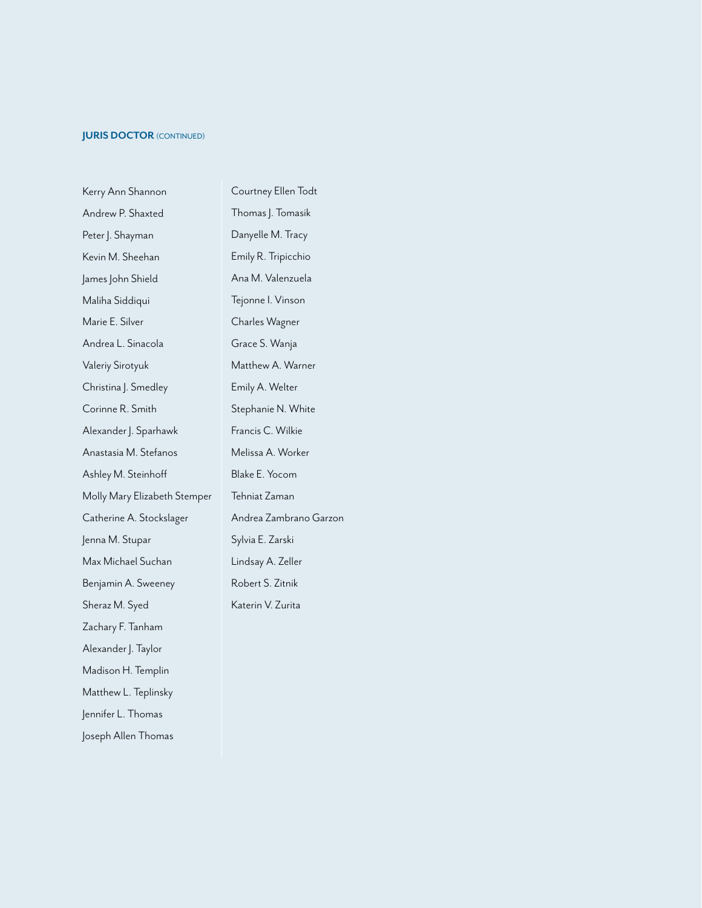**JURIS DOCTOR** (CONTINUED)

Kerry Ann Shannon
Andrew P. Shaxted
Peter J. Shayman
Kevin M. Sheehan
James John Shield
Maliha Siddiqui
Marie E. Silver
Andrea L. Sinacola
Valeriy Sirotyuk
Christina J. Smedley
Corinne R. Smith
Alexander J. Sparhawk
Anastasia M. Stefanos
Ashley M. Steinhoff
Molly Mary Elizabeth Stemper
Catherine A. Stockslager
Jenna M. Stupar
Max Michael Suchan
Benjamin A. Sweeney
Sheraz M. Syed
Zachary F. Tanham
Alexander J. Taylor
Madison H. Templin
Matthew L. Teplinsky
Jennifer L. Thomas
Joseph Allen Thomas
Courtney Ellen Todt
Thomas J. Tomasik
Danyelle M. Tracy
Emily R. Tripicchio
Ana M. Valenzuela
Tejonne I. Vinson
Charles Wagner
Grace S. Wanja
Matthew A. Warner
Emily A. Welter
Stephanie N. White
Francis C. Wilkie
Melissa A. Worker
Blake E. Yocom
Tehniat Zaman
Andrea Zambrano Garzon
Sylvia E. Zarski
Lindsay A. Zeller
Robert S. Zitnik
Katerin V. Zurita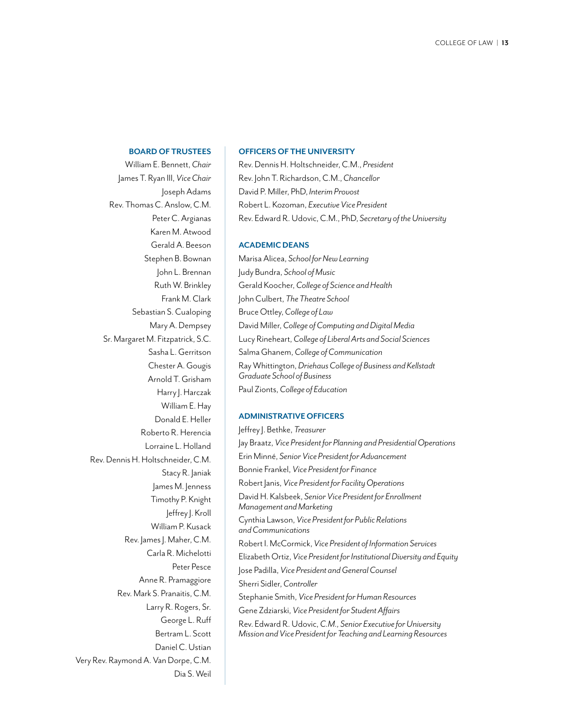## BOARD OF TRUSTEES

William E. Bennett, *Chair*
James T. Ryan III, *Vice Chair*
Joseph Adams
Rev. Thomas C. Anslow, C.M.
Peter C. Argianas
Karen M. Atwood
Gerald A. Beeson
Stephen B. Bownan
John L. Brennan
Ruth W. Brinkley
Frank M. Clark
Sebastian S. Cualoping
Mary A. Dempsey
Sr. Margaret M. Fitzpatrick, S.C.
Sasha L. Gerritson
Chester A. Gougis
Arnold T. Grisham
Harry J. Harczak
William E. Hay
Donald E. Heller
Roberto R. Herencia
Lorraine L. Holland
Rev. Dennis H. Holtschneider, C.M.
Stacy R. Janiak
James M. Jenness
Timothy P. Knight
Jeffrey J. Kroll
William P. Kusack
Rev. James J. Maher, C.M.
Carla R. Michelotti
Peter Pesce
Anne R. Pramaggiore
Rev. Mark S. Pranaitis, C.M.
Larry R. Rogers, Sr.
George L. Ruff
Bertram L. Scott
Daniel C. Ustian
Very Rev. Raymond A. Van Dorpe, C.M.
Dia S. Weil

## OFFICERS OF THE UNIVERSITY

Rev. Dennis H. Holtschneider, C.M., *President*
Rev. John T. Richardson, C.M., *Chancellor*
David P. Miller, PhD, *Interim Provost*
Robert L. Kozoman, *Executive Vice President*
Rev. Edward R. Udovic, C.M., PhD, *Secretary of the University*

## ACADEMIC DEANS

Marisa Alicea, *School for New Learning*
Judy Bundra, *School of Music*
Gerald Koocher, *College of Science and Health*
John Culbert, *The Theatre School*
Bruce Ottley, *College of Law*
David Miller, *College of Computing and Digital Media*
Lucy Rineheart, *College of Liberal Arts and Social Sciences*
Salma Ghanem, *College of Communication*
Ray Whittington, *Driehaus College of Business and Kellstadt Graduate School of Business*
Paul Zionts, *College of Education*

## ADMINISTRATIVE OFFICERS

Jeffrey J. Bethke, *Treasurer*
Jay Braatz, *Vice President for Planning and Presidential Operations*
Erin Minné, *Senior Vice President for Advancement*
Bonnie Frankel, *Vice President for Finance*
Robert Janis, *Vice President for Facility Operations*
David H. Kalsbeek, *Senior Vice President for Enrollment Management and Marketing*
Cynthia Lawson, *Vice President for Public Relations and Communications*
Robert I. McCormick, *Vice President of Information Services*
Elizabeth Ortiz, *Vice President for Institutional Diversity and Equity*
Jose Padilla, *Vice President and General Counsel*
Sherri Sidler, *Controller*
Stephanie Smith, *Vice President for Human Resources*
Gene Zdziarski, *Vice President for Student Affairs*
Rev. Edward R. Udovic, *C.M., Senior Executive for University Mission and Vice President for Teaching and Learning Resources*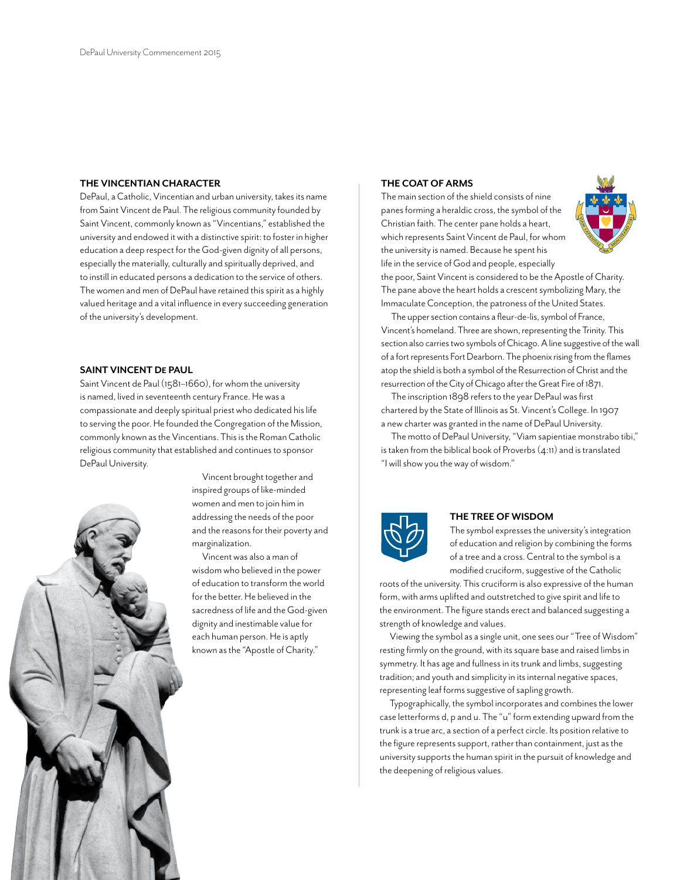## THE VINCENTIAN CHARACTER

DePaul, a Catholic, Vincentian and urban university, takes its name from Saint Vincent de Paul. The religious community founded by Saint Vincent, commonly known as "Vincentians," established the university and endowed it with a distinctive spirit: to foster in higher education a deep respect for the God-given dignity of all persons, especially the materially, culturally and spiritually deprived, and to instill in educated persons a dedication to the service of others. The women and men of DePaul have retained this spirit as a highly valued heritage and a vital influence in every succeeding generation of the university's development.

## SAINT VINCENT DE PAUL

Saint Vincent de Paul (1581–1660), for whom the university is named, lived in seventeenth century France. He was a compassionate and deeply spiritual priest who dedicated his life to serving the poor. He founded the Congregation of the Mission, commonly known as the Vincentians. This is the Roman Catholic religious community that established and continues to sponsor DePaul University.

Vincent brought together and inspired groups of like-minded women and men to join him in addressing the needs of the poor and the reasons for their poverty and marginalization.

Vincent was also a man of wisdom who believed in the power of education to transform the world for the better. He believed in the sacredness of life and the God-given dignity and inestimable value for each human person. He is aptly known as the "Apostle of Charity."

## THE COAT OF ARMS

The main section of the shield consists of nine panes forming a heraldic cross, the symbol of the Christian faith. The center pane holds a heart, which represents Saint Vincent de Paul, for whom the university is named. Because he spent his life in the service of God and people, especially the poor, Saint Vincent is considered to be the Apostle of Charity. The pane above the heart holds a crescent symbolizing Mary, the Immaculate Conception, the patroness of the United States.

The upper section contains a fleur-de-lis, symbol of France, Vincent's homeland. Three are shown, representing the Trinity. This section also carries two symbols of Chicago. A line suggestive of the wall of a fort represents Fort Dearborn. The phoenix rising from the flames atop the shield is both a symbol of the Resurrection of Christ and the resurrection of the City of Chicago after the Great Fire of 1871.

The inscription 1898 refers to the year DePaul was first chartered by the State of Illinois as St. Vincent's College. In 1907 a new charter was granted in the name of DePaul University.

The motto of DePaul University, "Viam sapientiae monstrabo tibi," is taken from the biblical book of Proverbs (4:11) and is translated "I will show you the way of wisdom."

## THE TREE OF WISDOM

The symbol expresses the university's integration of education and religion by combining the forms of a tree and a cross. Central to the symbol is a modified cruciform, suggestive of the Catholic roots of the university. This cruciform is also expressive of the human form, with arms uplifted and outstretched to give spirit and life to the environment. The figure stands erect and balanced suggesting a strength of knowledge and values.

Viewing the symbol as a single unit, one sees our "Tree of Wisdom" resting firmly on the ground, with its square base and raised limbs in symmetry. It has age and fullness in its trunk and limbs, suggesting tradition; and youth and simplicity in its internal negative spaces, representing leaf forms suggestive of sapling growth.

Typographically, the symbol incorporates and combines the lower case letterforms d, p and u. The "u" form extending upward from the trunk is a true arc, a section of a perfect circle. Its position relative to the figure represents support, rather than containment, just as the university supports the human spirit in the pursuit of knowledge and the deepening of religious values.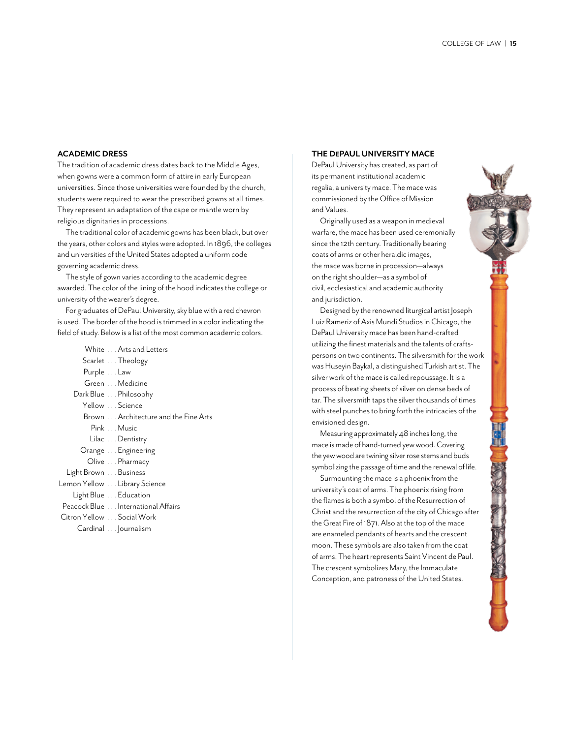## ACADEMIC DRESS

The tradition of academic dress dates back to the Middle Ages, when gowns were a common form of attire in early European universities. Since those universities were founded by the church, students were required to wear the prescribed gowns at all times. They represent an adaptation of the cape or mantle worn by religious dignitaries in processions.

The traditional color of academic gowns has been black, but over the years, other colors and styles were adopted. In 1896, the colleges and universities of the United States adopted a uniform code governing academic dress.

The style of gown varies according to the academic degree awarded. The color of the lining of the hood indicates the college or university of the wearer's degree.

For graduates of DePaul University, sky blue with a red chevron is used. The border of the hood is trimmed in a color indicating the field of study. Below is a list of the most common academic colors.

White . . . Arts and Letters
Scarlet . . . Theology
Purple . . . Law
Green . . . Medicine
Dark Blue . . . Philosophy
Yellow . . . Science
Brown . . . Architecture and the Fine Arts
Pink . . . Music
Lilac . . . Dentistry
Orange . . . Engineering
Olive . . . Pharmacy
Light Brown . . . Business
Lemon Yellow . . . Library Science
Light Blue . . . Education
Peacock Blue . . . International Affairs
Citron Yellow . . . Social Work
Cardinal . . . Journalism

## THE DEPAUL UNIVERSITY MACE

DePaul University has created, as part of its permanent institutional academic regalia, a university mace. The mace was commissioned by the Office of Mission and Values.

Originally used as a weapon in medieval warfare, the mace has been used ceremonially since the 12th century. Traditionally bearing coats of arms or other heraldic images, the mace was borne in procession—always on the right shoulder—as a symbol of civil, ecclesiastical and academic authority and jurisdiction.

Designed by the renowned liturgical artist Joseph Luiz Rameriz of Axis Mundi Studios in Chicago, the DePaul University mace has been hand-crafted utilizing the finest materials and the talents of craftspersons on two continents. The silversmith for the work was Huseyin Baykal, a distinguished Turkish artist. The silver work of the mace is called repoussage. It is a process of beating sheets of silver on dense beds of tar. The silversmith taps the silver thousands of times with steel punches to bring forth the intricacies of the envisioned design.

Measuring approximately 48 inches long, the mace is made of hand-turned yew wood. Covering the yew wood are twining silver rose stems and buds symbolizing the passage of time and the renewal of life.

Surmounting the mace is a phoenix from the university's coat of arms. The phoenix rising from the flames is both a symbol of the Resurrection of Christ and the resurrection of the city of Chicago after the Great Fire of 1871. Also at the top of the mace are enameled pendants of hearts and the crescent moon. These symbols are also taken from the coat of arms. The heart represents Saint Vincent de Paul. The crescent symbolizes Mary, the Immaculate Conception, and patroness of the United States.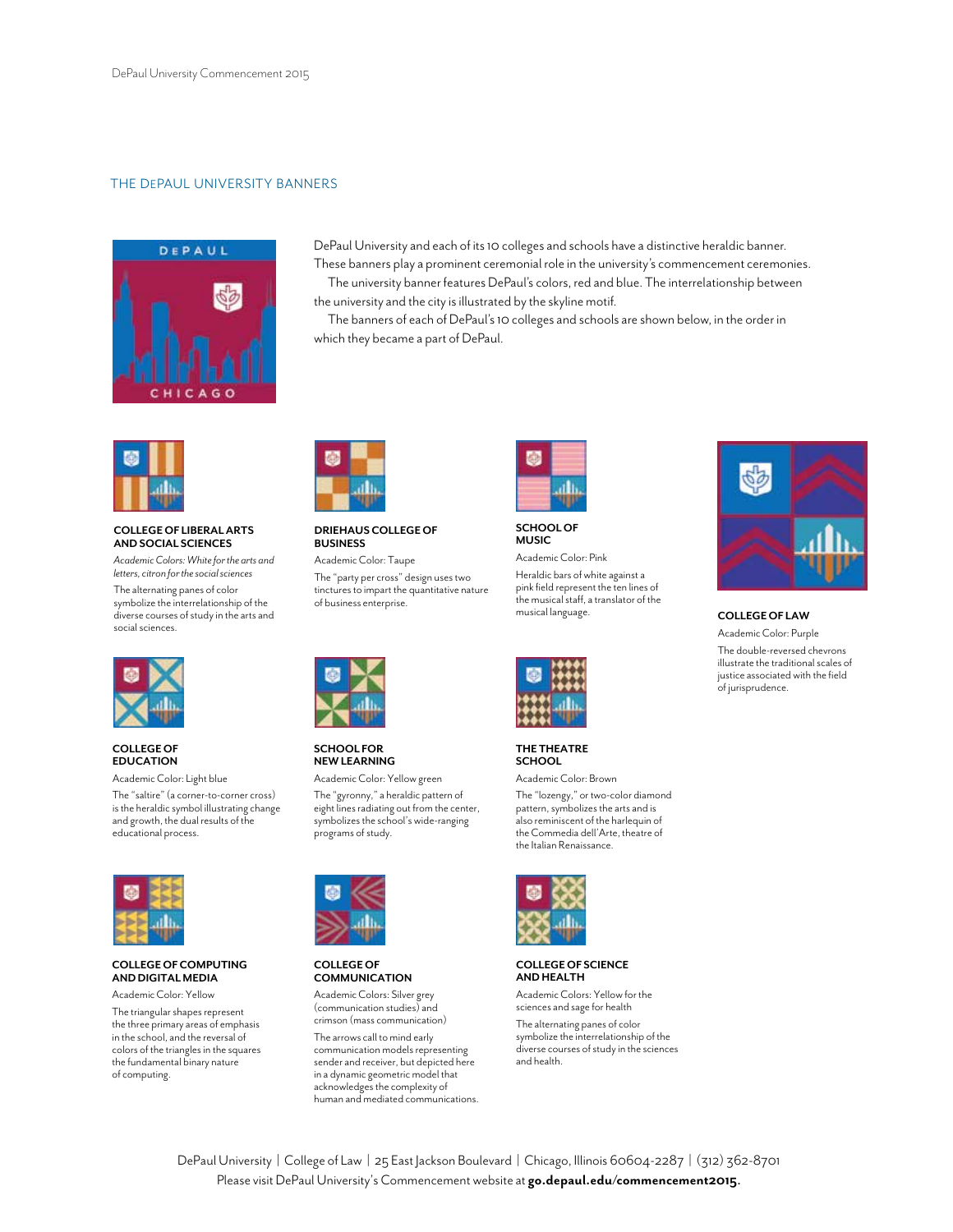## THE DEPAUL UNIVERSITY BANNERS

DePaul University and each of its 10 colleges and schools have a distinctive heraldic banner. These banners play a prominent ceremonial role in the university's commencement ceremonies.

The university banner features DePaul's colors, red and blue. The interrelationship between the university and the city is illustrated by the skyline motif.

The banners of each of DePaul's 10 colleges and schools are shown below, in the order in which they became a part of DePaul.

### COLLEGE OF LIBERAL ARTS AND SOCIAL SCIENCES

*Academic Colors: White for the arts and letters, citron for the social sciences*

The alternating panes of color symbolize the interrelationship of the diverse courses of study in the arts and social sciences.

### DRIEHAUS COLLEGE OF BUSINESS

Academic Color: Taupe

The "party per cross" design uses two tinctures to impart the quantitative nature of business enterprise.

### SCHOOL OF MUSIC

Academic Color: Pink

Heraldic bars of white against a pink field represent the ten lines of the musical staff, a translator of the musical language.

### COLLEGE OF LAW

Academic Color: Purple

The double-reversed chevrons illustrate the traditional scales of justice associated with the field of jurisprudence.

### COLLEGE OF EDUCATION

Academic Color: Light blue

The "saltire" (a corner-to-corner cross) is the heraldic symbol illustrating change and growth, the dual results of the educational process.

### SCHOOL FOR NEW LEARNING

Academic Color: Yellow green

The "gyronny," a heraldic pattern of eight lines radiating out from the center, symbolizes the school's wide-ranging programs of study.

### THE THEATRE SCHOOL

Academic Color: Brown

The "lozengy," or two-color diamond pattern, symbolizes the arts and is also reminiscent of the harlequin of the Commedia dell'Arte, theatre of the Italian Renaissance.

### COLLEGE OF COMPUTING AND DIGITAL MEDIA

Academic Color: Yellow

The triangular shapes represent the three primary areas of emphasis in the school, and the reversal of colors of the triangles in the squares the fundamental binary nature of computing.

### COLLEGE OF COMMUNICATION

Academic Colors: Silver grey (communication studies) and crimson (mass communication)

The arrows call to mind early communication models representing sender and receiver, but depicted here in a dynamic geometric model that acknowledges the complexity of human and mediated communications.

### COLLEGE OF SCIENCE AND HEALTH

Academic Colors: Yellow for the sciences and sage for health

The alternating panes of color symbolize the interrelationship of the diverse courses of study in the sciences and health.

DePaul University | College of Law | 25 East Jackson Boulevard | Chicago, Illinois 60604-2287 | (312) 362-8701

Please visit DePaul University's Commencement website at **go.depaul.edu/commencement2015.**